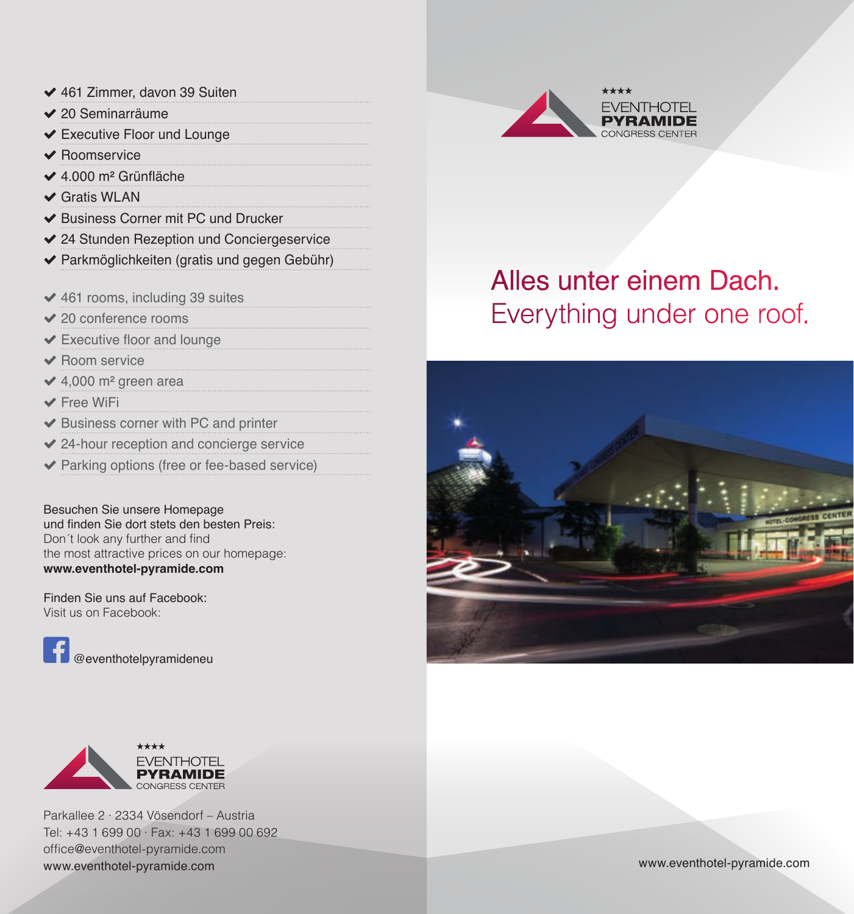- ✔ 461 Zimmer, davon 39 Suiten
- ✔ 20 Seminarräume
- ✔ Executive Floor und Lounge
- ✔ Roomservice
- ✔ 4.000 m² Grünfläche
- ✔ Gratis WLAN
- ✔ Business Corner mit PC und Drucker
- ✔ 24 Stunden Rezeption und Conciergeservice
- ✔ Parkmöglichkeiten (gratis und gegen Gebühr)

- ✔ 461 rooms, including 39 suites
- ✔ 20 conference rooms
- ✔ Executive floor and lounge
- ✔ Room service
- ✔ 4,000 m² green area
- ✔ Free WiFi
- ✔ Business corner with PC and printer
- ✔ 24-hour reception and concierge service
- ✔ Parking options (free or fee-based service)

Besuchen Sie unsere Homepage
und finden Sie dort stets den besten Preis:
Don´t look any further and find
the most attractive prices on our homepage:
**www.eventhotel-pyramide.com**

Finden Sie uns auf Facebook:
Visit us on Facebook:

@eventhotelpyramideneu

★★★★
EVENTHOTEL
**PYRAMIDE**
CONGRESS CENTER

Parkallee 2 · 2334 Vösendorf – Austria
Tel: +43 1 699 00 · Fax: +43 1 699 00 692
office@eventhotel-pyramide.com
www.eventhotel-pyramide.com

★★★★
EVENTHOTEL
**PYRAMIDE**
CONGRESS CENTER

# Alles unter einem Dach.
## Everything under one roof.

www.eventhotel-pyramide.com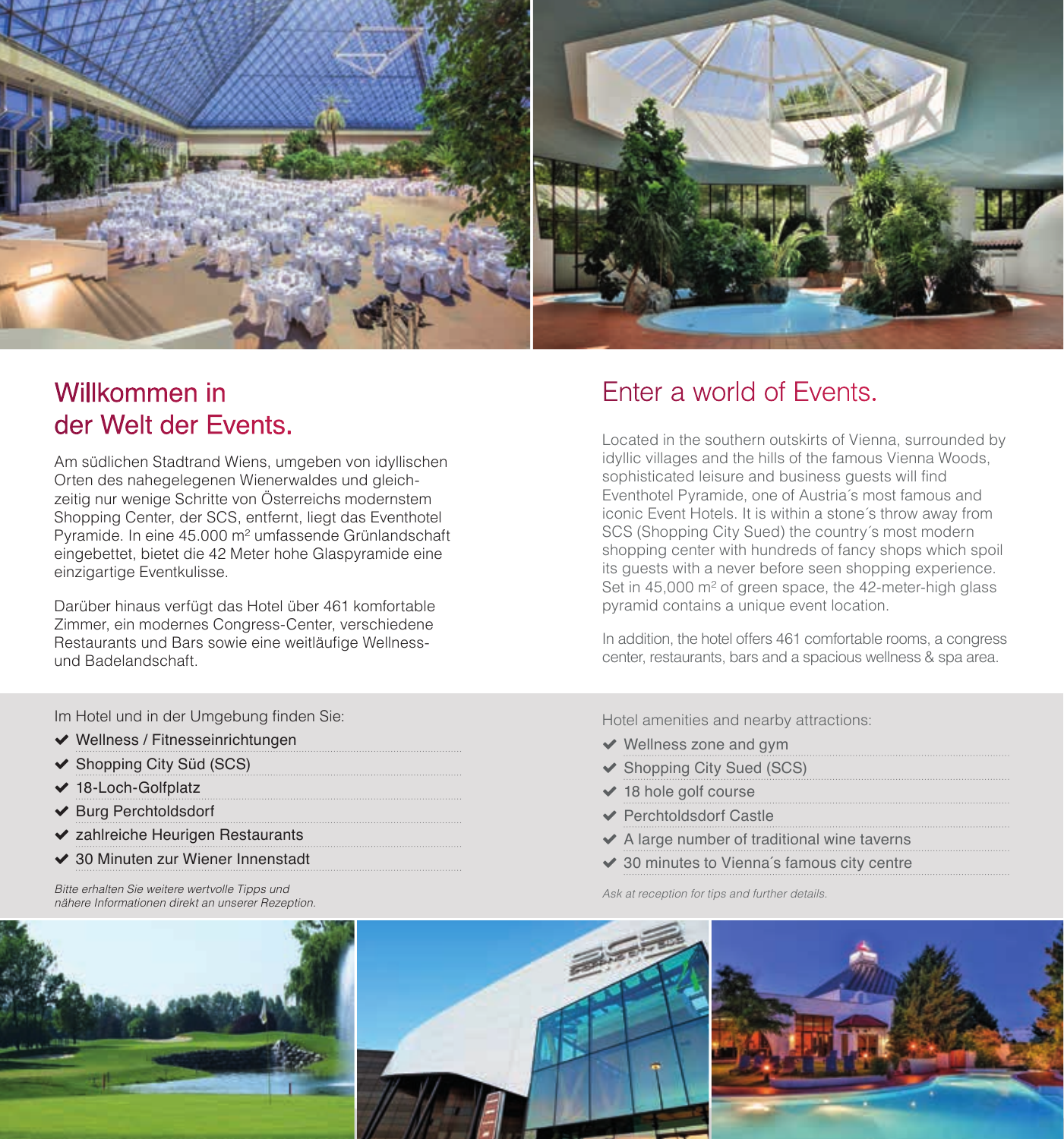## Willkommen in der Welt der Events.

Am südlichen Stadtrand Wiens, umgeben von idyllischen Orten des nahegelegenen Wienerwaldes und gleichzeitig nur wenige Schritte von Österreichs modernstem Shopping Center, der SCS, entfernt, liegt das Eventhotel Pyramide. In eine 45.000 m² umfassende Grünlandschaft eingebettet, bietet die 42 Meter hohe Glaspyramide eine einzigartige Eventkulisse.

Darüber hinaus verfügt das Hotel über 461 komfortable Zimmer, ein modernes Congress-Center, verschiedene Restaurants und Bars sowie eine weitläufige Wellness- und Badelandschaft.

Im Hotel und in der Umgebung finden Sie:

- ✔ Wellness / Fitnesseinrichtungen
- ✔ Shopping City Süd (SCS)
- ✔ 18-Loch-Golfplatz
- ✔ Burg Perchtoldsdorf
- ✔ zahlreiche Heurigen Restaurants
- ✔ 30 Minuten zur Wiener Innenstadt

*Bitte erhalten Sie weitere wertvolle Tipps und nähere Informationen direkt an unserer Rezeption.*

## Enter a world of Events.

Located in the southern outskirts of Vienna, surrounded by idyllic villages and the hills of the famous Vienna Woods, sophisticated leisure and business guests will find Eventhotel Pyramide, one of Austria´s most famous and iconic Event Hotels. It is within a stone´s throw away from SCS (Shopping City Sued) the country´s most modern shopping center with hundreds of fancy shops which spoil its guests with a never before seen shopping experience. Set in 45,000 m² of green space, the 42-meter-high glass pyramid contains a unique event location.

In addition, the hotel offers 461 comfortable rooms, a congress center, restaurants, bars and a spacious wellness & spa area.

Hotel amenities and nearby attractions:

- ✔ Wellness zone and gym
- ✔ Shopping City Sued (SCS)
- ✔ 18 hole golf course
- ✔ Perchtoldsdorf Castle
- ✔ A large number of traditional wine taverns
- ✔ 30 minutes to Vienna´s famous city centre

*Ask at reception for tips and further details.*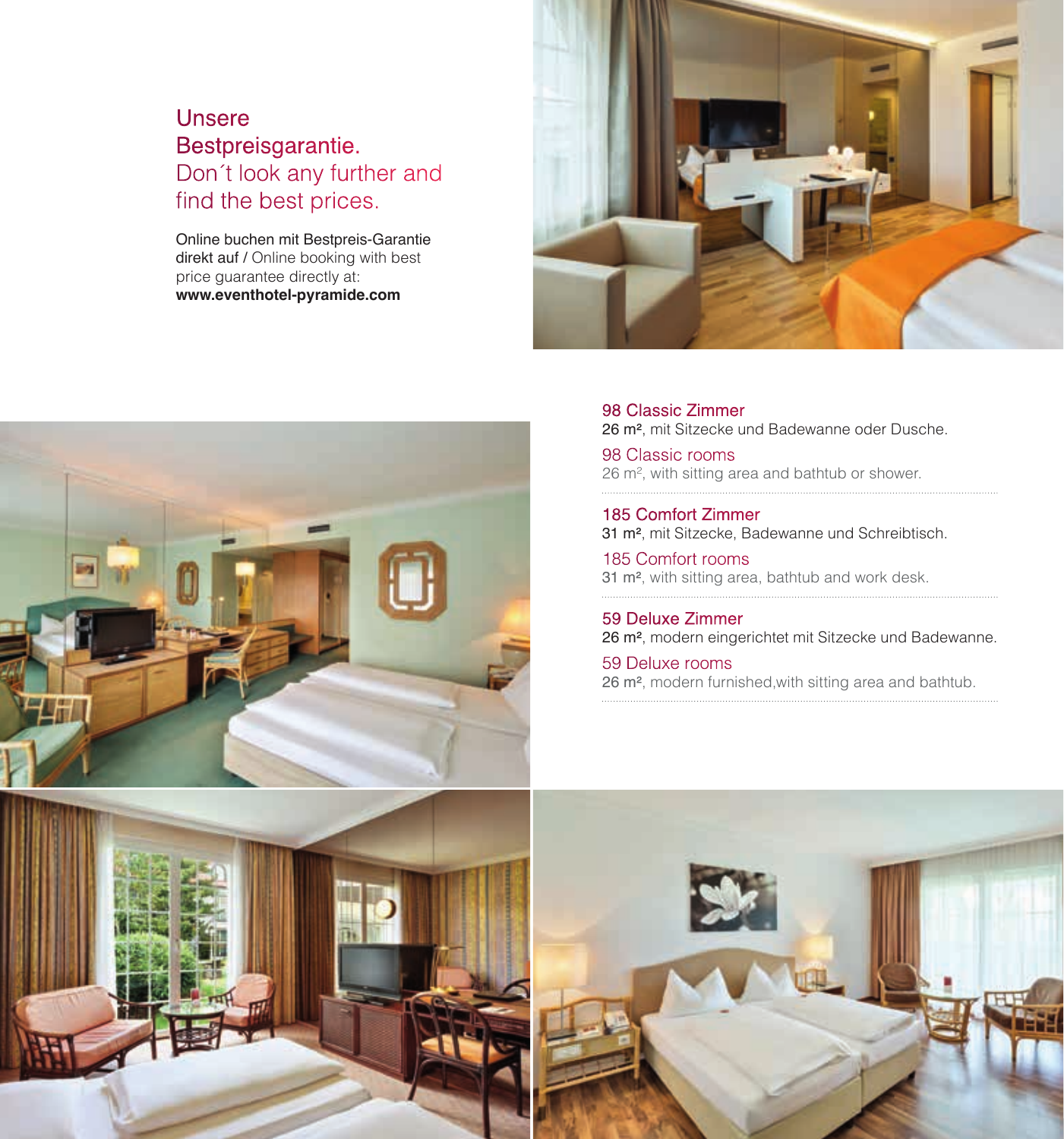## Unsere Bestpreisgarantie.

## Don´t look any further and find the best prices.

Online buchen mit Bestpreis-Garantie direkt auf / Online booking with best price guarantee directly at:
**www.eventhotel-pyramide.com**

### 98 Classic Zimmer

26 m², mit Sitzecke und Badewanne oder Dusche.

### 98 Classic rooms

26 m², with sitting area and bathtub or shower.

### 185 Comfort Zimmer

31 m², mit Sitzecke, Badewanne und Schreibtisch.

### 185 Comfort rooms

31 m², with sitting area, bathtub and work desk.

### 59 Deluxe Zimmer

26 m², modern eingerichtet mit Sitzecke und Badewanne.

### 59 Deluxe rooms

26 m², modern furnished,with sitting area and bathtub.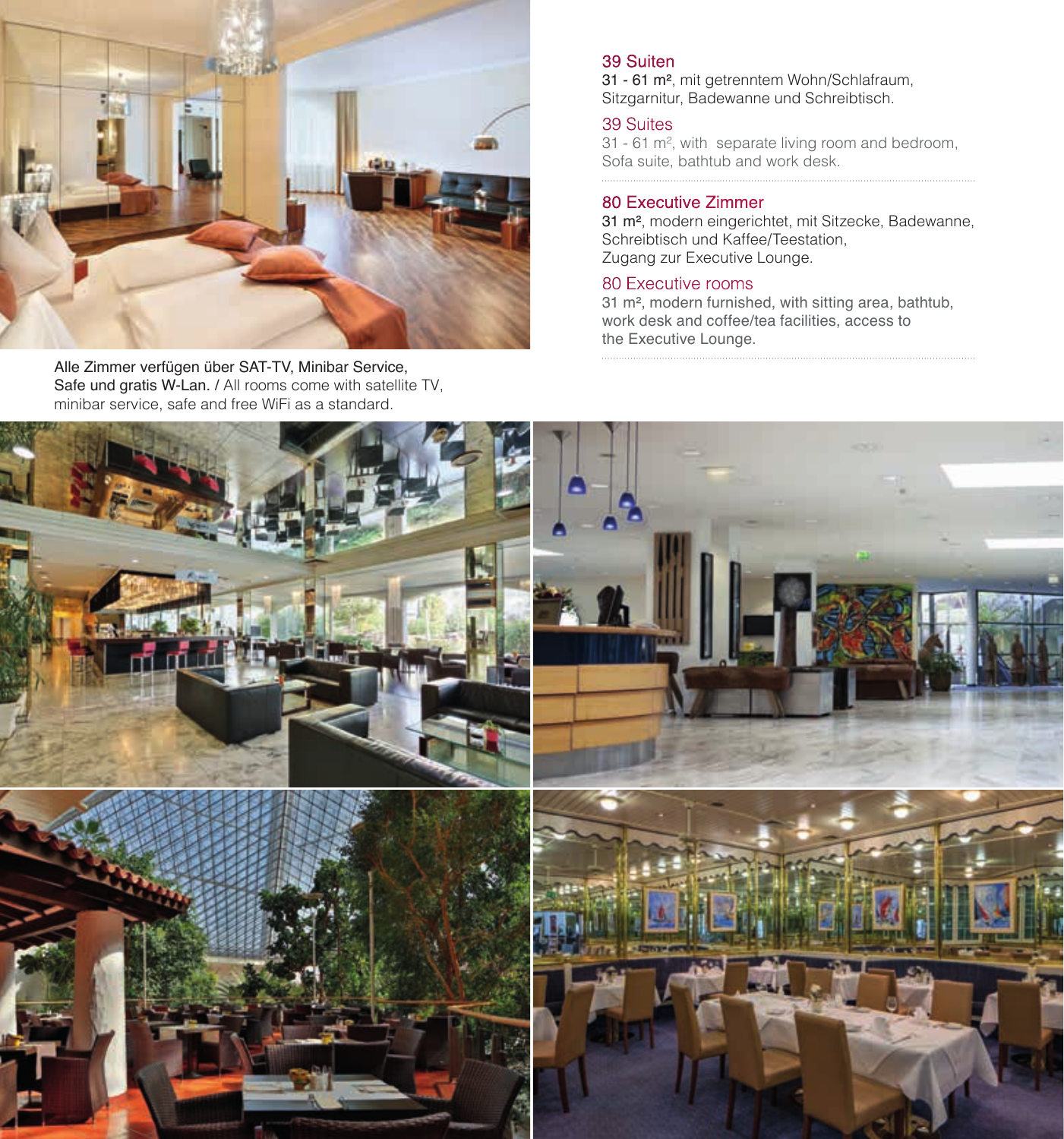Alle Zimmer verfügen über SAT-TV, Minibar Service, Safe und gratis W-Lan. / All rooms come with satellite TV, minibar service, safe and free WiFi as a standard.

### 39 Suiten

31 - 61 m², mit getrenntem Wohn/Schlafraum, Sitzgarnitur, Badewanne und Schreibtisch.

### 39 Suites

31 - 61 m², with separate living room and bedroom, Sofa suite, bathtub and work desk.

### 80 Executive Zimmer

31 m², modern eingerichtet, mit Sitzecke, Badewanne, Schreibtisch und Kaffee/Teestation, Zugang zur Executive Lounge.

### 80 Executive rooms

31 m², modern furnished, with sitting area, bathtub, work desk and coffee/tea facilities, access to the Executive Lounge.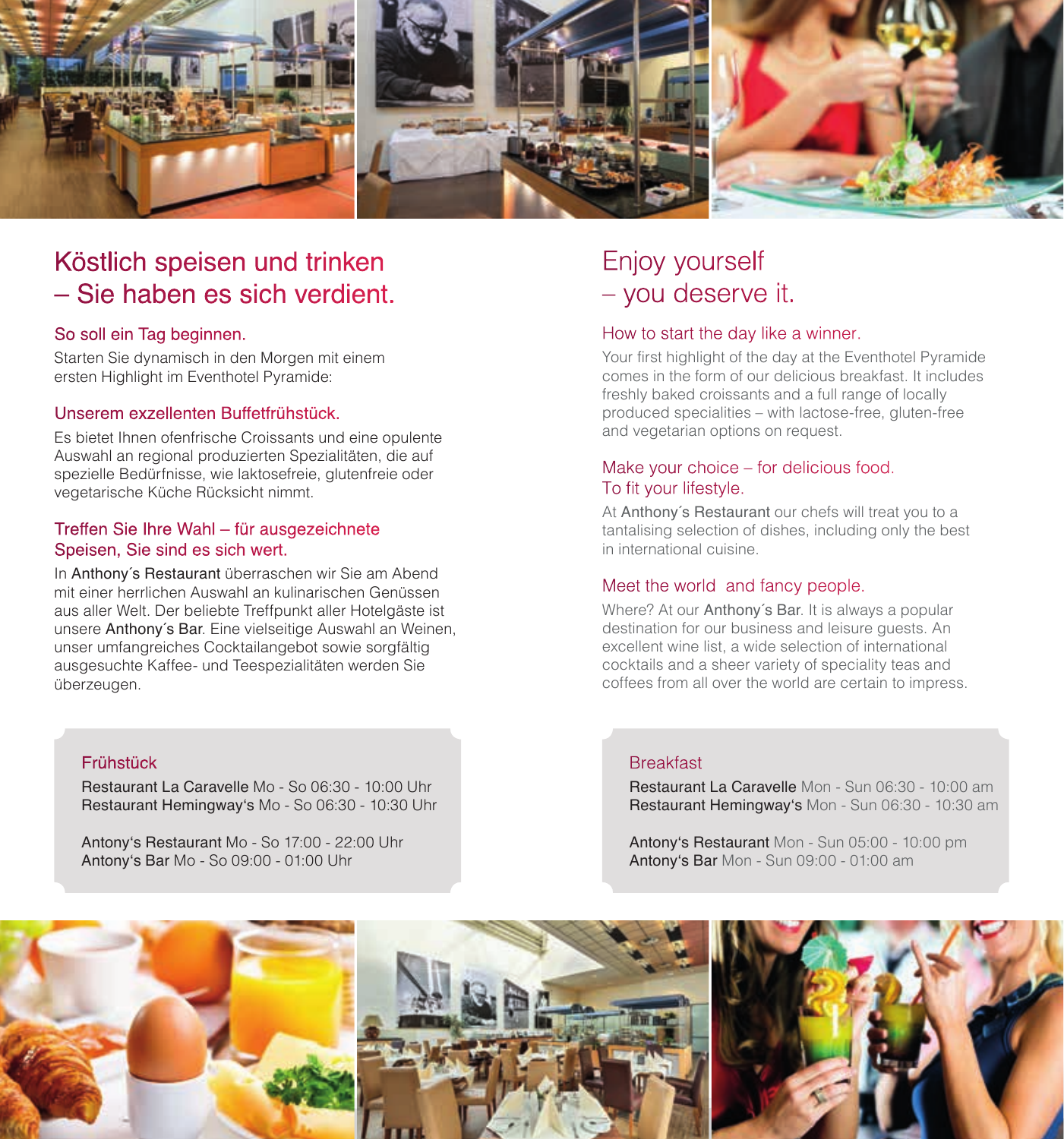# Köstlich speisen und trinken – Sie haben es sich verdient.

### So soll ein Tag beginnen.

Starten Sie dynamisch in den Morgen mit einem ersten Highlight im Eventhotel Pyramide:

### Unserem exzellenten Buffetfrühstück.

Es bietet Ihnen ofenfrische Croissants und eine opulente Auswahl an regional produzierten Spezialitäten, die auf spezielle Bedürfnisse, wie laktosefreie, glutenfreie oder vegetarische Küche Rücksicht nimmt.

### Treffen Sie Ihre Wahl – für ausgezeichnete Speisen, Sie sind es sich wert.

In Anthony´s Restaurant überraschen wir Sie am Abend mit einer herrlichen Auswahl an kulinarischen Genüssen aus aller Welt. Der beliebte Treffpunkt aller Hotelgäste ist unsere Anthony´s Bar. Eine vielseitige Auswahl an Weinen, unser umfangreiches Cocktailangebot sowie sorgfältig ausgesuchte Kaffee- und Teespezialitäten werden Sie überzeugen.

### Frühstück

Restaurant La Caravelle Mo - So 06:30 - 10:00 Uhr
Restaurant Hemingway's Mo - So 06:30 - 10:30 Uhr

Antony's Restaurant Mo - So 17:00 - 22:00 Uhr
Antony's Bar Mo - So 09:00 - 01:00 Uhr

# Enjoy yourself – you deserve it.

### How to start the day like a winner.

Your first highlight of the day at the Eventhotel Pyramide comes in the form of our delicious breakfast. It includes freshly baked croissants and a full range of locally produced specialities – with lactose-free, gluten-free and vegetarian options on request.

### Make your choice – for delicious food. To fit your lifestyle.

At Anthony´s Restaurant our chefs will treat you to a tantalising selection of dishes, including only the best in international cuisine.

### Meet the world and fancy people.

Where? At our Anthony´s Bar. It is always a popular destination for our business and leisure guests. An excellent wine list, a wide selection of international cocktails and a sheer variety of speciality teas and coffees from all over the world are certain to impress.

### Breakfast

Restaurant La Caravelle Mon - Sun 06:30 - 10:00 am
Restaurant Hemingway's Mon - Sun 06:30 - 10:30 am

Antony's Restaurant Mon - Sun 05:00 - 10:00 pm
Antony's Bar Mon - Sun 09:00 - 01:00 am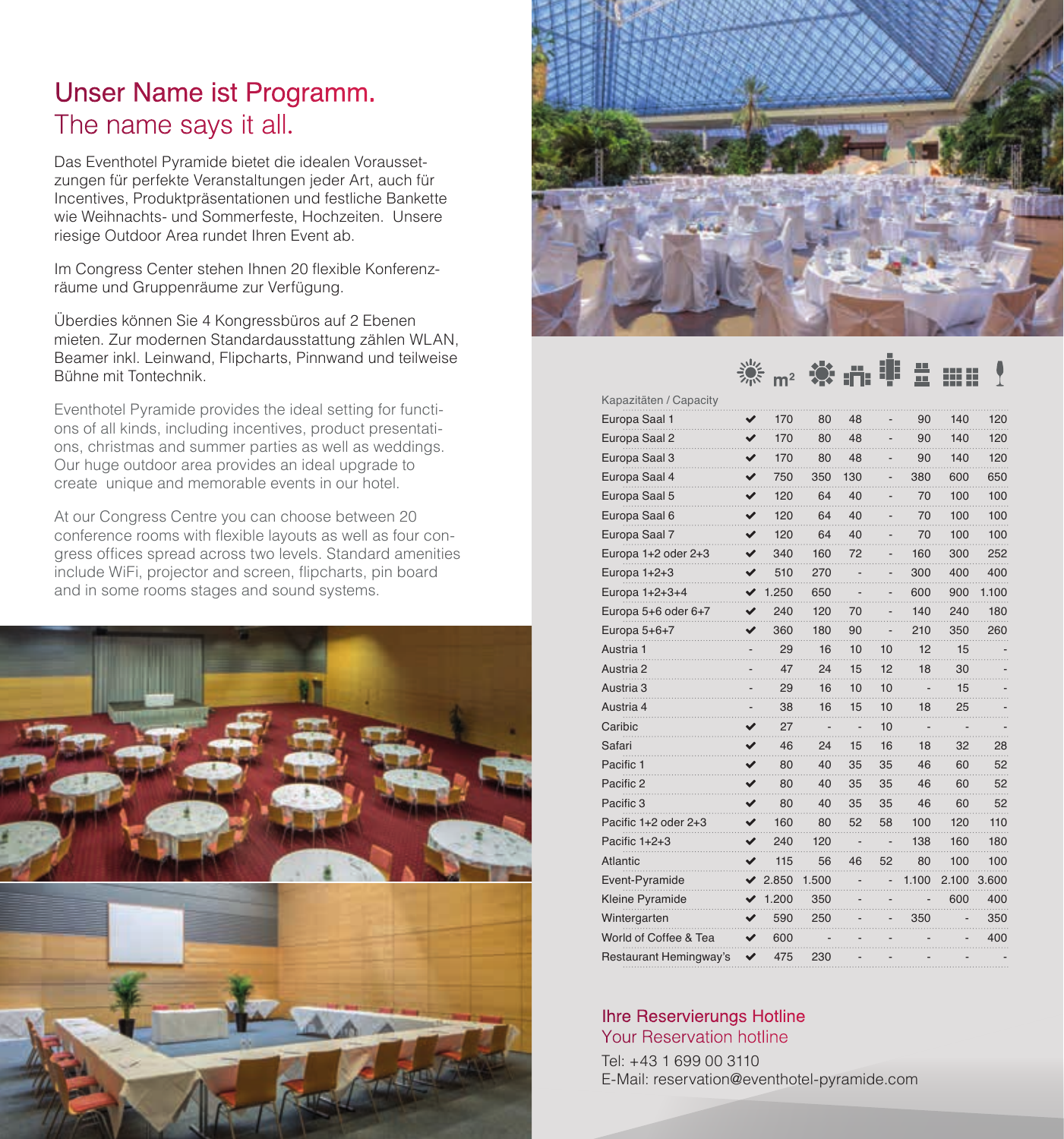## Unser Name ist Programm.
## The name says it all.

Das Eventhotel Pyramide bietet die idealen Voraussetzungen für perfekte Veranstaltungen jeder Art, auch für Incentives, Produktpräsentationen und festliche Bankette wie Weihnachts- und Sommerfeste, Hochzeiten. Unsere riesige Outdoor Area rundet Ihren Event ab.

Im Congress Center stehen Ihnen 20 flexible Konferenzräume und Gruppenräume zur Verfügung.

Überdies können Sie 4 Kongressbüros auf 2 Ebenen mieten. Zur modernen Standardausstattung zählen WLAN, Beamer inkl. Leinwand, Flipcharts, Pinnwand und teilweise Bühne mit Tontechnik.

Eventhotel Pyramide provides the ideal setting for functions of all kinds, including incentives, product presentations, christmas and summer parties as well as weddings. Our huge outdoor area provides an ideal upgrade to create unique and memorable events in our hotel.

At our Congress Centre you can choose between 20 conference rooms with flexible layouts as well as four congress offices spread across two levels. Standard amenities include WiFi, projector and screen, flipcharts, pin board and in some rooms stages and sound systems.

| Kapazitäten / Capacity | | m² | | | | | | |
|---|---|---|---|---|---|---|---|---|
| Europa Saal 1 | ✔ | 170 | 80 | 48 | - | 90 | 140 | 120 |
| Europa Saal 2 | ✔ | 170 | 80 | 48 | - | 90 | 140 | 120 |
| Europa Saal 3 | ✔ | 170 | 80 | 48 | - | 90 | 140 | 120 |
| Europa Saal 4 | ✔ | 750 | 350 | 130 | - | 380 | 600 | 650 |
| Europa Saal 5 | ✔ | 120 | 64 | 40 | - | 70 | 100 | 100 |
| Europa Saal 6 | ✔ | 120 | 64 | 40 | - | 70 | 100 | 100 |
| Europa Saal 7 | ✔ | 120 | 64 | 40 | - | 70 | 100 | 100 |
| Europa 1+2 oder 2+3 | ✔ | 340 | 160 | 72 | - | 160 | 300 | 252 |
| Europa 1+2+3 | ✔ | 510 | 270 | - | - | 300 | 400 | 400 |
| Europa 1+2+3+4 | ✔ | 1.250 | 650 | - | - | 600 | 900 | 1.100 |
| Europa 5+6 oder 6+7 | ✔ | 240 | 120 | 70 | - | 140 | 240 | 180 |
| Europa 5+6+7 | ✔ | 360 | 180 | 90 | - | 210 | 350 | 260 |
| Austria 1 | - | 29 | 16 | 10 | 10 | 12 | 15 | - |
| Austria 2 | - | 47 | 24 | 15 | 12 | 18 | 30 | - |
| Austria 3 | - | 29 | 16 | 10 | 10 | - | 15 | - |
| Austria 4 | - | 38 | 16 | 15 | 10 | 18 | 25 | - |
| Caribic | ✔ | 27 | - | - | 10 | - | - | - |
| Safari | ✔ | 46 | 24 | 15 | 16 | 18 | 32 | 28 |
| Pacific 1 | ✔ | 80 | 40 | 35 | 35 | 46 | 60 | 52 |
| Pacific 2 | ✔ | 80 | 40 | 35 | 35 | 46 | 60 | 52 |
| Pacific 3 | ✔ | 80 | 40 | 35 | 35 | 46 | 60 | 52 |
| Pacific 1+2 oder 2+3 | ✔ | 160 | 80 | 52 | 58 | 100 | 120 | 110 |
| Pacific 1+2+3 | ✔ | 240 | 120 | - | - | 138 | 160 | 180 |
| Atlantic | ✔ | 115 | 56 | 46 | 52 | 80 | 100 | 100 |
| Event-Pyramide | ✔ | 2.850 | 1.500 | - | - | 1.100 | 2.100 | 3.600 |
| Kleine Pyramide | ✔ | 1.200 | 350 | - | - | - | 600 | 400 |
| Wintergarten | ✔ | 590 | 250 | - | - | 350 | - | 350 |
| World of Coffee & Tea | ✔ | 600 | - | - | - | - | - | 400 |
| Restaurant Hemingway's | ✔ | 475 | 230 | - | - | - | - | - |

### Ihre Reservierungs Hotline
### Your Reservation hotline

Tel: +43 1 699 00 3110
E-Mail: reservation@eventhotel-pyramide.com